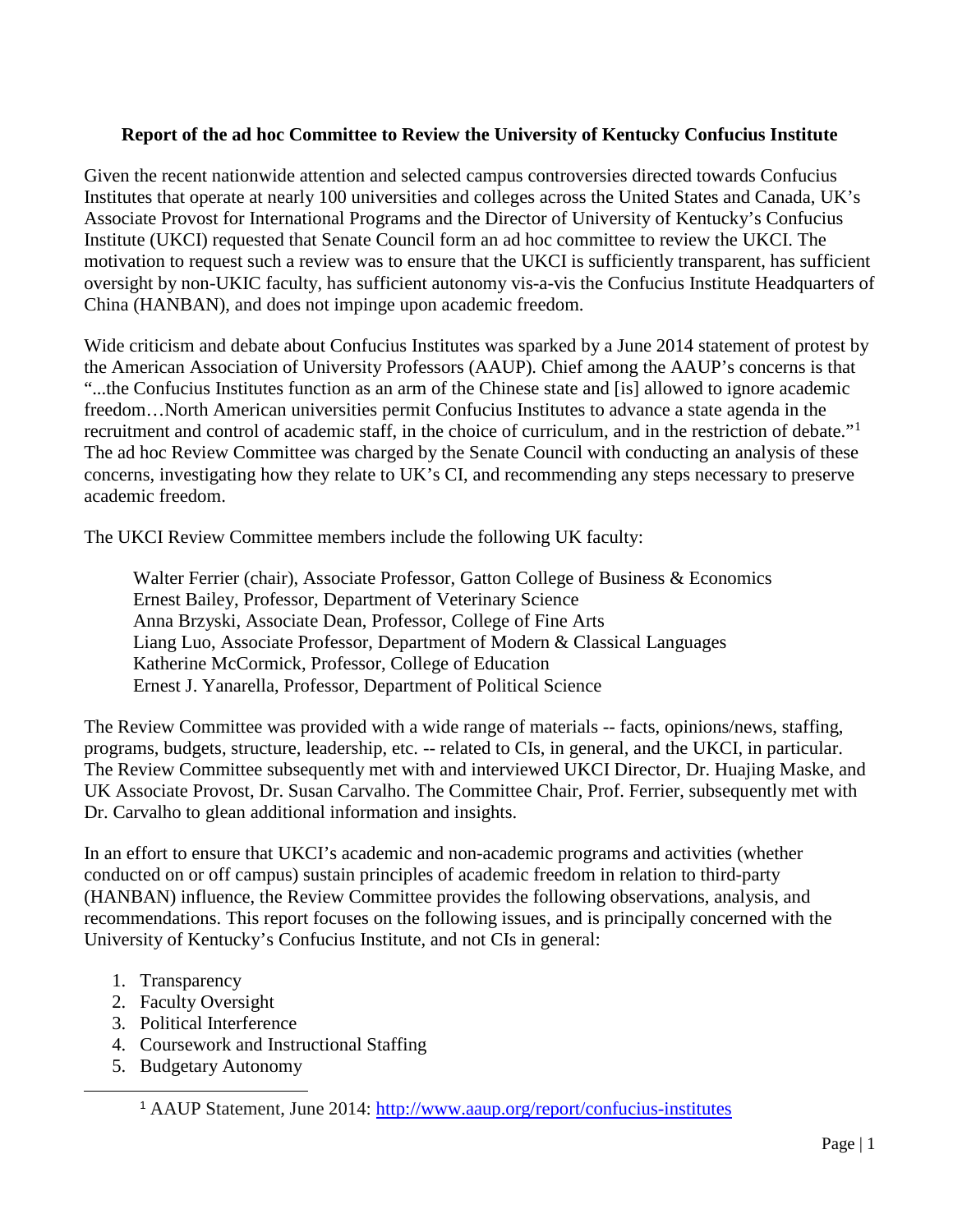# Report of the ad hoc Committee to Review the University of Kentucky Confucius Institute

Given the recent nationwide attention and selected campus controversies directed towards Confucius Institutes that operate at nearly 100 universities and colleges across the United States and Canada, UK's Associate Provost for International Programs and the Director of University of Kentucky's Confucius Institute (UKCI) requested that Senate Council form an ad hoc committee to review the UKCI. The motivation to request such a review was to ensure that the UKCI is sufficiently transparent, has sufficient oversight by non-UKIC faculty, has sufficient autonomy vis-a-vis the Confucius Institute Headquarters of China (HANBAN), and does not impinge upon academic freedom.

Wide criticism and debate about Confucius Institutes was sparked by a June 2014 statement of protest by the American Association of University Professors (AAUP). Chief among the AAUP's concerns is that "...the Confucius Institutes function as an arm of the Chinese state and [is] allowed to ignore academic freedom…North American universities permit Confucius Institutes to advance a state agenda in the recruitment and control of academic staff, in the choice of curriculum, and in the restriction of debate."[1] The ad hoc Review Committee was charged by the Senate Council with conducting an analysis of these concerns, investigating how they relate to UK's CI, and recommending any steps necessary to preserve academic freedom.

The UKCI Review Committee members include the following UK faculty:

Walter Ferrier (chair), Associate Professor, Gatton College of Business & Economics
Ernest Bailey, Professor, Department of Veterinary Science
Anna Brzyski, Associate Dean, Professor, College of Fine Arts
Liang Luo, Associate Professor, Department of Modern & Classical Languages
Katherine McCormick, Professor, College of Education
Ernest J. Yanarella, Professor, Department of Political Science

The Review Committee was provided with a wide range of materials -- facts, opinions/news, staffing, programs, budgets, structure, leadership, etc. -- related to CIs, in general, and the UKCI, in particular. The Review Committee subsequently met with and interviewed UKCI Director, Dr. Huajing Maske, and UK Associate Provost, Dr. Susan Carvalho. The Committee Chair, Prof. Ferrier, subsequently met with Dr. Carvalho to glean additional information and insights.

In an effort to ensure that UKCI's academic and non-academic programs and activities (whether conducted on or off campus) sustain principles of academic freedom in relation to third-party (HANBAN) influence, the Review Committee provides the following observations, analysis, and recommendations. This report focuses on the following issues, and is principally concerned with the University of Kentucky's Confucius Institute, and not CIs in general:

1. Transparency
2. Faculty Oversight
3. Political Interference
4. Coursework and Instructional Staffing
5. Budgetary Autonomy

---

[1] AAUP Statement, June 2014: http://www.aaup.org/report/confucius-institutes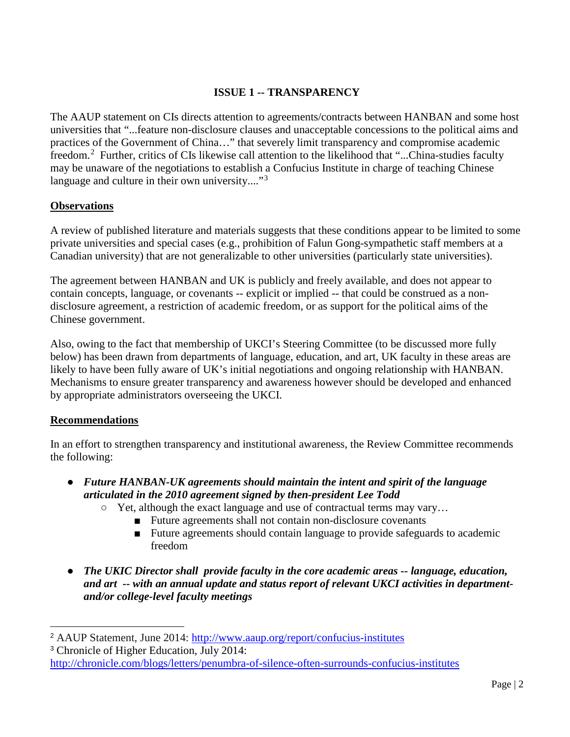## ISSUE 1 -- TRANSPARENCY

The AAUP statement on CIs directs attention to agreements/contracts between HANBAN and some host universities that "...feature non-disclosure clauses and unacceptable concessions to the political aims and practices of the Government of China…" that severely limit transparency and compromise academic freedom.[2] Further, critics of CIs likewise call attention to the likelihood that "...China-studies faculty may be unaware of the negotiations to establish a Confucius Institute in charge of teaching Chinese language and culture in their own university...."[3]

**Observations**

A review of published literature and materials suggests that these conditions appear to be limited to some private universities and special cases (e.g., prohibition of Falun Gong-sympathetic staff members at a Canadian university) that are not generalizable to other universities (particularly state universities).

The agreement between HANBAN and UK is publicly and freely available, and does not appear to contain concepts, language, or covenants -- explicit or implied -- that could be construed as a non-disclosure agreement, a restriction of academic freedom, or as support for the political aims of the Chinese government.

Also, owing to the fact that membership of UKCI's Steering Committee (to be discussed more fully below) has been drawn from departments of language, education, and art, UK faculty in these areas are likely to have been fully aware of UK's initial negotiations and ongoing relationship with HANBAN. Mechanisms to ensure greater transparency and awareness however should be developed and enhanced by appropriate administrators overseeing the UKCI.

**Recommendations**

In an effort to strengthen transparency and institutional awareness, the Review Committee recommends the following:

- ***Future HANBAN-UK agreements should maintain the intent and spirit of the language articulated in the 2010 agreement signed by then-president Lee Todd***
    - Yet, although the exact language and use of contractual terms may vary…
        - Future agreements shall not contain non-disclosure covenants
        - Future agreements should contain language to provide safeguards to academic freedom
- ***The UKIC Director shall provide faculty in the core academic areas -- language, education, and art -- with an annual update and status report of relevant UKCI activities in department- and/or college-level faculty meetings***

---

[2] AAUP Statement, June 2014: http://www.aaup.org/report/confucius-institutes

[3] Chronicle of Higher Education, July 2014: http://chronicle.com/blogs/letters/penumbra-of-silence-often-surrounds-confucius-institutes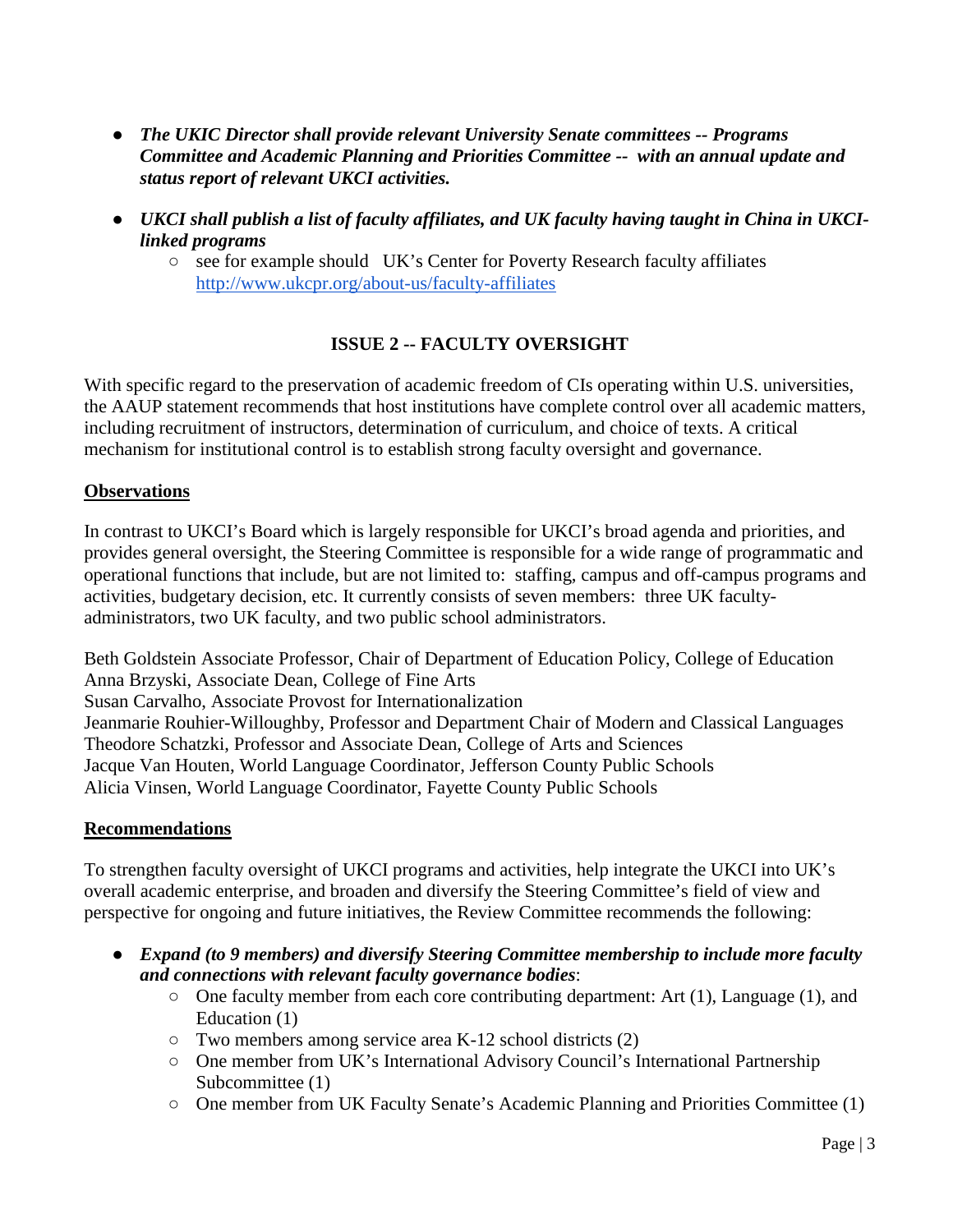- ***The UKIC Director shall provide relevant University Senate committees -- Programs Committee and Academic Planning and Priorities Committee -- with an annual update and status report of relevant UKCI activities.***

- ***UKCI shall publish a list of faculty affiliates, and UK faculty having taught in China in UKCI-linked programs***
  - see for example should UK's Center for Poverty Research faculty affiliates http://www.ukcpr.org/about-us/faculty-affiliates

## ISSUE 2 -- FACULTY OVERSIGHT

With specific regard to the preservation of academic freedom of CIs operating within U.S. universities, the AAUP statement recommends that host institutions have complete control over all academic matters, including recruitment of instructors, determination of curriculum, and choice of texts. A critical mechanism for institutional control is to establish strong faculty oversight and governance.

### Observations

In contrast to UKCI's Board which is largely responsible for UKCI's broad agenda and priorities, and provides general oversight, the Steering Committee is responsible for a wide range of programmatic and operational functions that include, but are not limited to: staffing, campus and off-campus programs and activities, budgetary decision, etc. It currently consists of seven members: three UK faculty-administrators, two UK faculty, and two public school administrators.

Beth Goldstein Associate Professor, Chair of Department of Education Policy, College of Education
Anna Brzyski, Associate Dean, College of Fine Arts
Susan Carvalho, Associate Provost for Internationalization
Jeanmarie Rouhier-Willoughby, Professor and Department Chair of Modern and Classical Languages
Theodore Schatzki, Professor and Associate Dean, College of Arts and Sciences
Jacque Van Houten, World Language Coordinator, Jefferson County Public Schools
Alicia Vinsen, World Language Coordinator, Fayette County Public Schools

### Recommendations

To strengthen faculty oversight of UKCI programs and activities, help integrate the UKCI into UK's overall academic enterprise, and broaden and diversify the Steering Committee's field of view and perspective for ongoing and future initiatives, the Review Committee recommends the following:

- ***Expand (to 9 members) and diversify Steering Committee membership to include more faculty and connections with relevant faculty governance bodies***:
  - One faculty member from each core contributing department: Art (1), Language (1), and Education (1)
  - Two members among service area K-12 school districts (2)
  - One member from UK's International Advisory Council's International Partnership Subcommittee (1)
  - One member from UK Faculty Senate's Academic Planning and Priorities Committee (1)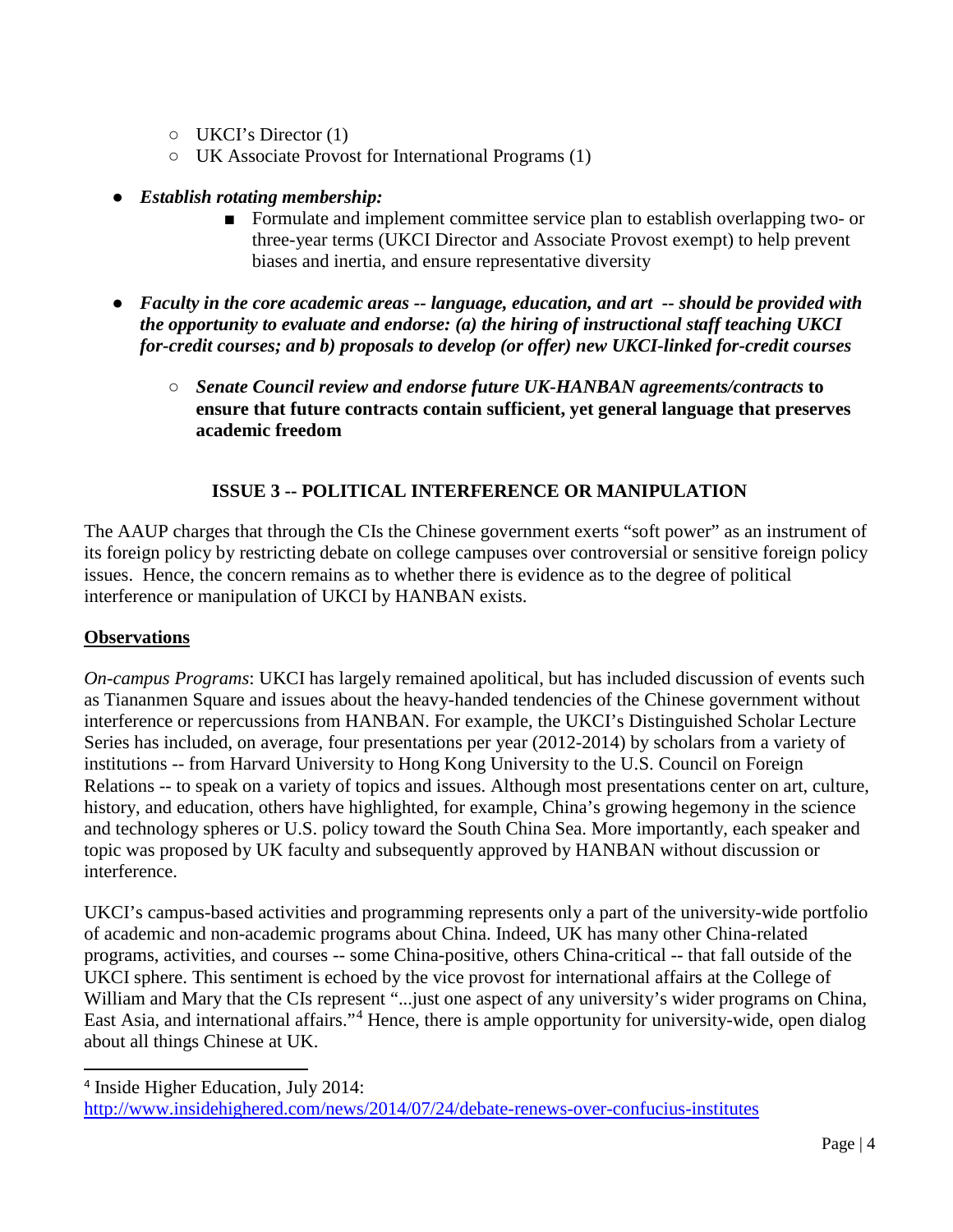- UKCI's Director (1)
  - UK Associate Provost for International Programs (1)

- ***Establish rotating membership:***
  - Formulate and implement committee service plan to establish overlapping two- or three-year terms (UKCI Director and Associate Provost exempt) to help prevent biases and inertia, and ensure representative diversity

- ***Faculty in the core academic areas -- language, education, and art -- should be provided with the opportunity to evaluate and endorse: (a) the hiring of instructional staff teaching UKCI for-credit courses; and b) proposals to develop (or offer) new UKCI-linked for-credit courses***

  - ***Senate Council review and endorse future UK-HANBAN agreements/contracts*** **to ensure that future contracts contain sufficient, yet general language that preserves academic freedom**

## ISSUE 3 -- POLITICAL INTERFERENCE OR MANIPULATION

The AAUP charges that through the CIs the Chinese government exerts "soft power" as an instrument of its foreign policy by restricting debate on college campuses over controversial or sensitive foreign policy issues. Hence, the concern remains as to whether there is evidence as to the degree of political interference or manipulation of UKCI by HANBAN exists.

### Observations

*On-campus Programs*: UKCI has largely remained apolitical, but has included discussion of events such as Tiananmen Square and issues about the heavy-handed tendencies of the Chinese government without interference or repercussions from HANBAN. For example, the UKCI's Distinguished Scholar Lecture Series has included, on average, four presentations per year (2012-2014) by scholars from a variety of institutions -- from Harvard University to Hong Kong University to the U.S. Council on Foreign Relations -- to speak on a variety of topics and issues. Although most presentations center on art, culture, history, and education, others have highlighted, for example, China's growing hegemony in the science and technology spheres or U.S. policy toward the South China Sea. More importantly, each speaker and topic was proposed by UK faculty and subsequently approved by HANBAN without discussion or interference.

UKCI's campus-based activities and programming represents only a part of the university-wide portfolio of academic and non-academic programs about China. Indeed, UK has many other China-related programs, activities, and courses -- some China-positive, others China-critical -- that fall outside of the UKCI sphere. This sentiment is echoed by the vice provost for international affairs at the College of William and Mary that the CIs represent "...just one aspect of any university's wider programs on China, East Asia, and international affairs."[4] Hence, there is ample opportunity for university-wide, open dialog about all things Chinese at UK.

---

[4] Inside Higher Education, July 2014: http://www.insidehighered.com/news/2014/07/24/debate-renews-over-confucius-institutes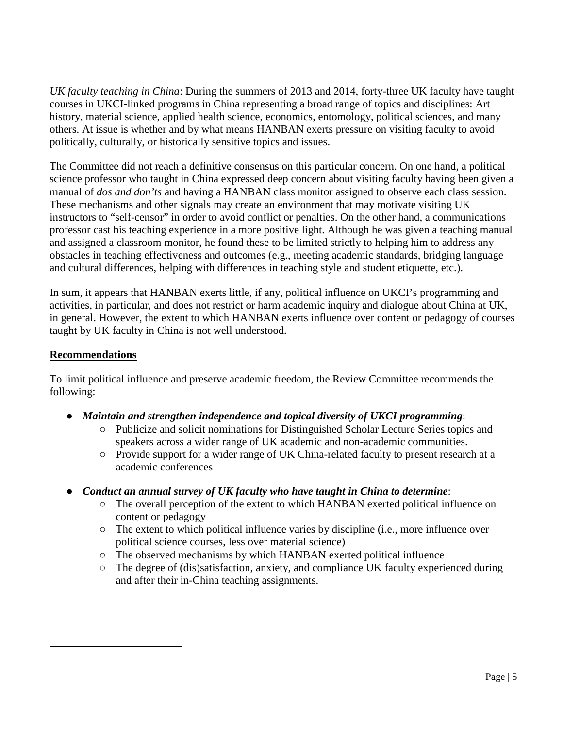*UK faculty teaching in China*: During the summers of 2013 and 2014, forty-three UK faculty have taught courses in UKCI-linked programs in China representing a broad range of topics and disciplines: Art history, material science, applied health science, economics, entomology, political sciences, and many others. At issue is whether and by what means HANBAN exerts pressure on visiting faculty to avoid politically, culturally, or historically sensitive topics and issues.

The Committee did not reach a definitive consensus on this particular concern. On one hand, a political science professor who taught in China expressed deep concern about visiting faculty having been given a manual of *dos and don'ts* and having a HANBAN class monitor assigned to observe each class session. These mechanisms and other signals may create an environment that may motivate visiting UK instructors to "self-censor" in order to avoid conflict or penalties. On the other hand, a communications professor cast his teaching experience in a more positive light. Although he was given a teaching manual and assigned a classroom monitor, he found these to be limited strictly to helping him to address any obstacles in teaching effectiveness and outcomes (e.g., meeting academic standards, bridging language and cultural differences, helping with differences in teaching style and student etiquette, etc.).

In sum, it appears that HANBAN exerts little, if any, political influence on UKCI's programming and activities, in particular, and does not restrict or harm academic inquiry and dialogue about China at UK, in general. However, the extent to which HANBAN exerts influence over content or pedagogy of courses taught by UK faculty in China is not well understood.

## Recommendations

To limit political influence and preserve academic freedom, the Review Committee recommends the following:

- ***Maintain and strengthen independence and topical diversity of UKCI programming***:
  - Publicize and solicit nominations for Distinguished Scholar Lecture Series topics and speakers across a wider range of UK academic and non-academic communities.
  - Provide support for a wider range of UK China-related faculty to present research at a academic conferences

- ***Conduct an annual survey of UK faculty who have taught in China to determine***:
  - The overall perception of the extent to which HANBAN exerted political influence on content or pedagogy
  - The extent to which political influence varies by discipline (i.e., more influence over political science courses, less over material science)
  - The observed mechanisms by which HANBAN exerted political influence
  - The degree of (dis)satisfaction, anxiety, and compliance UK faculty experienced during and after their in-China teaching assignments.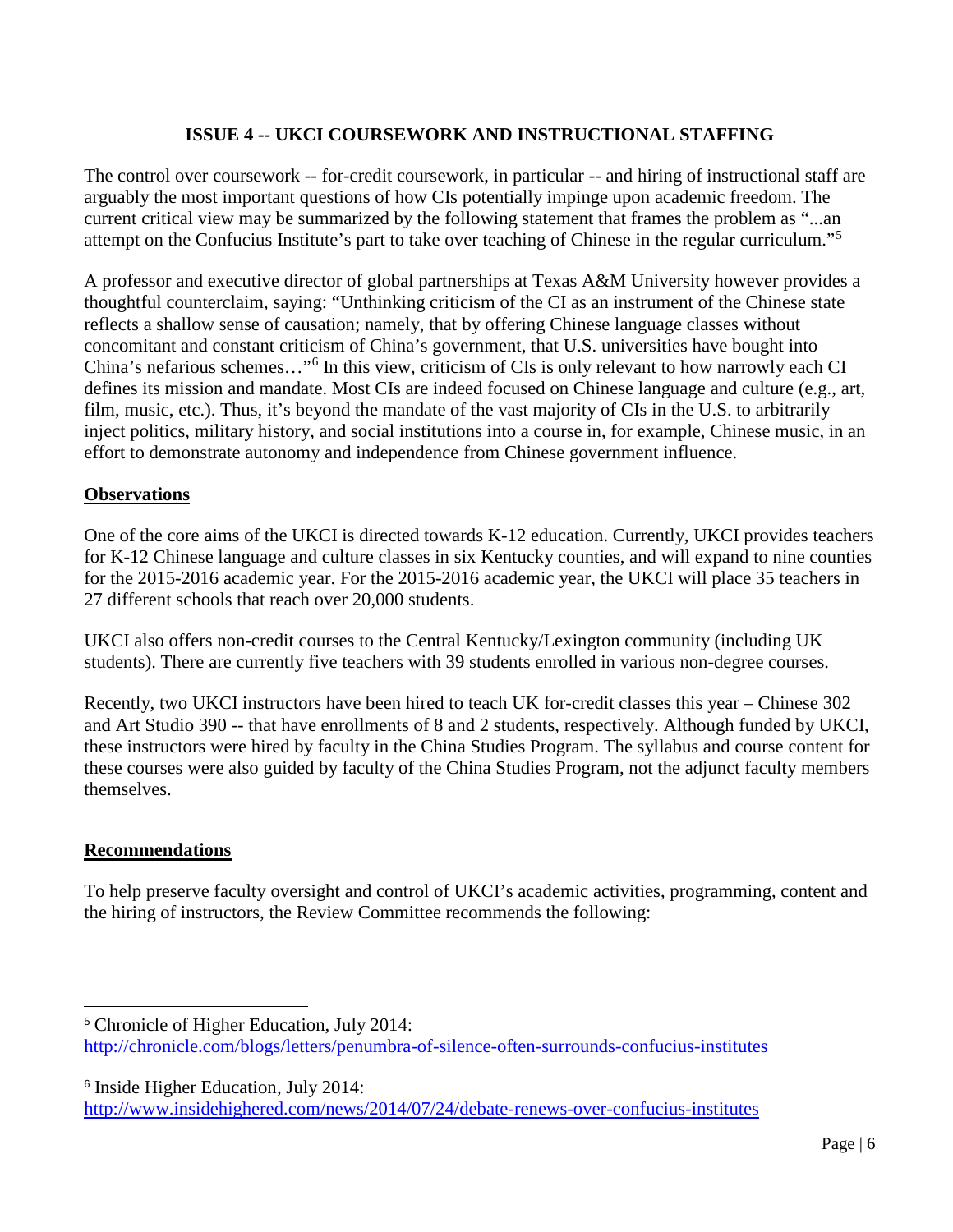## ISSUE 4 -- UKCI COURSEWORK AND INSTRUCTIONAL STAFFING

The control over coursework -- for-credit coursework, in particular -- and hiring of instructional staff are arguably the most important questions of how CIs potentially impinge upon academic freedom. The current critical view may be summarized by the following statement that frames the problem as "...an attempt on the Confucius Institute's part to take over teaching of Chinese in the regular curriculum."[5]

A professor and executive director of global partnerships at Texas A&M University however provides a thoughtful counterclaim, saying: "Unthinking criticism of the CI as an instrument of the Chinese state reflects a shallow sense of causation; namely, that by offering Chinese language classes without concomitant and constant criticism of China's government, that U.S. universities have bought into China's nefarious schemes…"[6] In this view, criticism of CIs is only relevant to how narrowly each CI defines its mission and mandate. Most CIs are indeed focused on Chinese language and culture (e.g., art, film, music, etc.). Thus, it's beyond the mandate of the vast majority of CIs in the U.S. to arbitrarily inject politics, military history, and social institutions into a course in, for example, Chinese music, in an effort to demonstrate autonomy and independence from Chinese government influence.

### Observations

One of the core aims of the UKCI is directed towards K-12 education. Currently, UKCI provides teachers for K-12 Chinese language and culture classes in six Kentucky counties, and will expand to nine counties for the 2015-2016 academic year. For the 2015-2016 academic year, the UKCI will place 35 teachers in 27 different schools that reach over 20,000 students.

UKCI also offers non-credit courses to the Central Kentucky/Lexington community (including UK students). There are currently five teachers with 39 students enrolled in various non-degree courses.

Recently, two UKCI instructors have been hired to teach UK for-credit classes this year – Chinese 302 and Art Studio 390 -- that have enrollments of 8 and 2 students, respectively. Although funded by UKCI, these instructors were hired by faculty in the China Studies Program. The syllabus and course content for these courses were also guided by faculty of the China Studies Program, not the adjunct faculty members themselves.

### Recommendations

To help preserve faculty oversight and control of UKCI's academic activities, programming, content and the hiring of instructors, the Review Committee recommends the following:

---

[5] Chronicle of Higher Education, July 2014: http://chronicle.com/blogs/letters/penumbra-of-silence-often-surrounds-confucius-institutes

[6] Inside Higher Education, July 2014: http://www.insidehighered.com/news/2014/07/24/debate-renews-over-confucius-institutes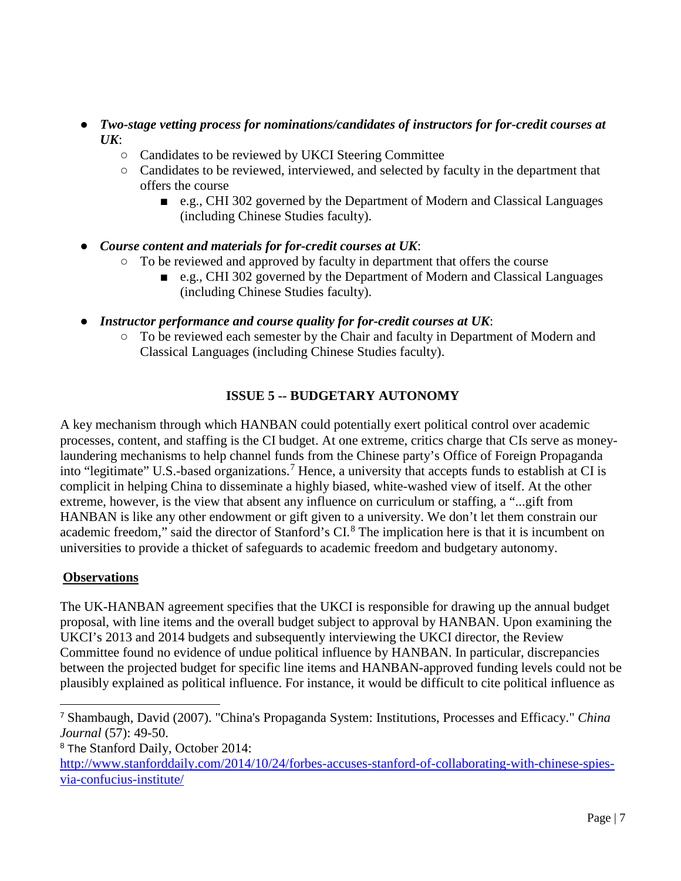- ***Two-stage vetting process for nominations/candidates of instructors for for-credit courses at UK***:
  - Candidates to be reviewed by UKCI Steering Committee
  - Candidates to be reviewed, interviewed, and selected by faculty in the department that offers the course
    - e.g., CHI 302 governed by the Department of Modern and Classical Languages (including Chinese Studies faculty).

- ***Course content and materials for for-credit courses at UK***:
  - To be reviewed and approved by faculty in department that offers the course
    - e.g., CHI 302 governed by the Department of Modern and Classical Languages (including Chinese Studies faculty).

- ***Instructor performance and course quality for for-credit courses at UK***:
  - To be reviewed each semester by the Chair and faculty in Department of Modern and Classical Languages (including Chinese Studies faculty).

## ISSUE 5 -- BUDGETARY AUTONOMY

A key mechanism through which HANBAN could potentially exert political control over academic processes, content, and staffing is the CI budget. At one extreme, critics charge that CIs serve as money-laundering mechanisms to help channel funds from the Chinese party's Office of Foreign Propaganda into "legitimate" U.S.-based organizations.[7] Hence, a university that accepts funds to establish at CI is complicit in helping China to disseminate a highly biased, white-washed view of itself. At the other extreme, however, is the view that absent any influence on curriculum or staffing, a "...gift from HANBAN is like any other endowment or gift given to a university. We don't let them constrain our academic freedom," said the director of Stanford's CI.[8] The implication here is that it is incumbent on universities to provide a thicket of safeguards to academic freedom and budgetary autonomy.

**Observations**

The UK-HANBAN agreement specifies that the UKCI is responsible for drawing up the annual budget proposal, with line items and the overall budget subject to approval by HANBAN. Upon examining the UKCI's 2013 and 2014 budgets and subsequently interviewing the UKCI director, the Review Committee found no evidence of undue political influence by HANBAN. In particular, discrepancies between the projected budget for specific line items and HANBAN-approved funding levels could not be plausibly explained as political influence. For instance, it would be difficult to cite political influence as

---

[7] Shambaugh, David (2007). "China's Propaganda System: Institutions, Processes and Efficacy." *China Journal* (57): 49-50.

[8] The Stanford Daily, October 2014: [http://www.stanforddaily.com/2014/10/24/forbes-accuses-stanford-of-collaborating-with-chinese-spies-via-confucius-institute/](http://www.stanforddaily.com/2014/10/24/forbes-accuses-stanford-of-collaborating-with-chinese-spies-via-confucius-institute/)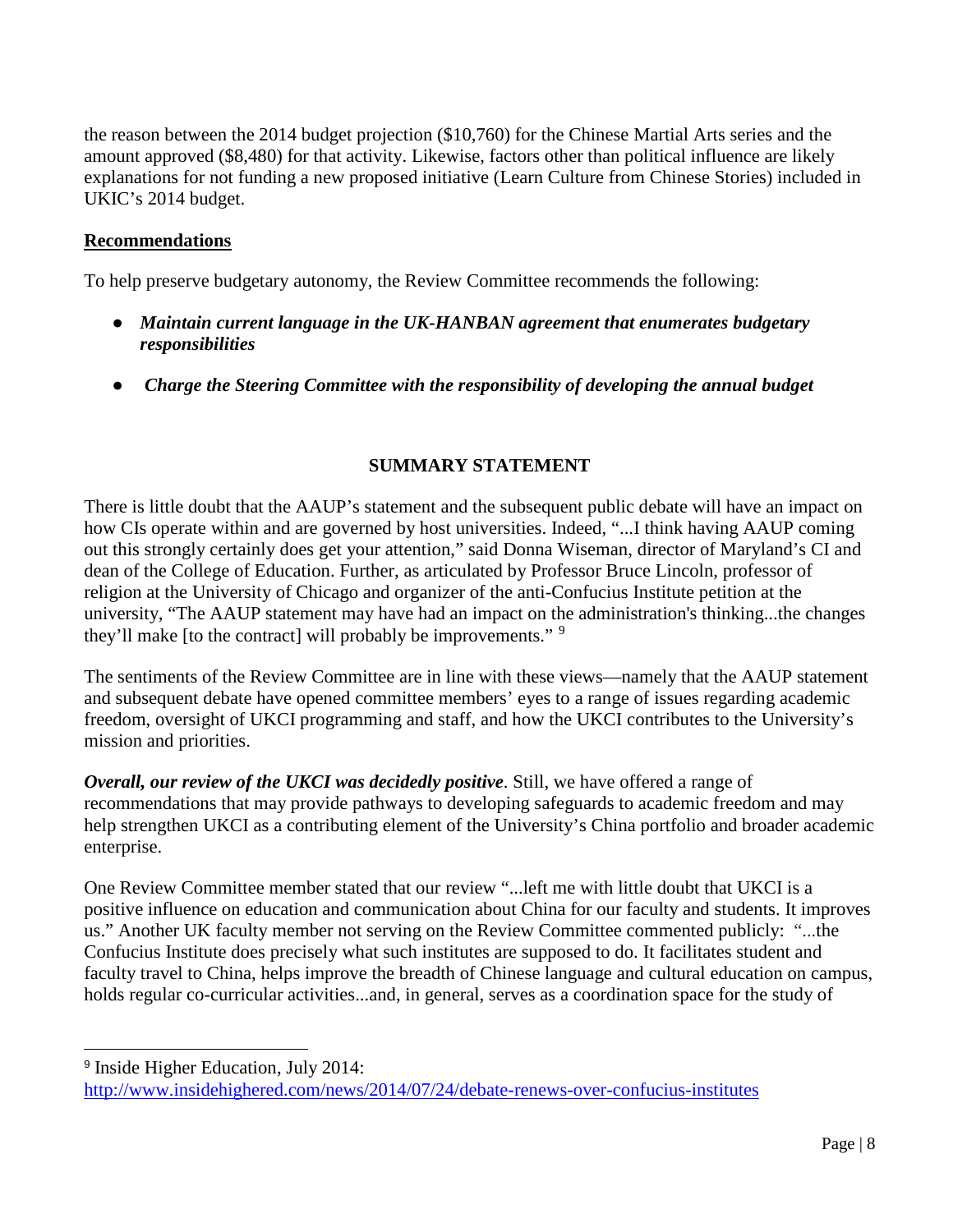the reason between the 2014 budget projection ($10,760) for the Chinese Martial Arts series and the amount approved ($8,480) for that activity. Likewise, factors other than political influence are likely explanations for not funding a new proposed initiative (Learn Culture from Chinese Stories) included in UKIC's 2014 budget.

**Recommendations**

To help preserve budgetary autonomy, the Review Committee recommends the following:

- ***Maintain current language in the UK-HANBAN agreement that enumerates budgetary responsibilities***
- ***Charge the Steering Committee with the responsibility of developing the annual budget***

## SUMMARY STATEMENT

There is little doubt that the AAUP's statement and the subsequent public debate will have an impact on how CIs operate within and are governed by host universities. Indeed, "...I think having AAUP coming out this strongly certainly does get your attention," said Donna Wiseman, director of Maryland's CI and dean of the College of Education. Further, as articulated by Professor Bruce Lincoln, professor of religion at the University of Chicago and organizer of the anti-Confucius Institute petition at the university, "The AAUP statement may have had an impact on the administration's thinking...the changes they'll make [to the contract] will probably be improvements." [9]

The sentiments of the Review Committee are in line with these views—namely that the AAUP statement and subsequent debate have opened committee members' eyes to a range of issues regarding academic freedom, oversight of UKCI programming and staff, and how the UKCI contributes to the University's mission and priorities.

***Overall, our review of the UKCI was decidedly positive***. Still, we have offered a range of recommendations that may provide pathways to developing safeguards to academic freedom and may help strengthen UKCI as a contributing element of the University's China portfolio and broader academic enterprise.

One Review Committee member stated that our review "...left me with little doubt that UKCI is a positive influence on education and communication about China for our faculty and students. It improves us." Another UK faculty member not serving on the Review Committee commented publicly: "...the Confucius Institute does precisely what such institutes are supposed to do. It facilitates student and faculty travel to China, helps improve the breadth of Chinese language and cultural education on campus, holds regular co-curricular activities...and, in general, serves as a coordination space for the study of

---

[9] Inside Higher Education, July 2014: http://www.insidehighered.com/news/2014/07/24/debate-renews-over-confucius-institutes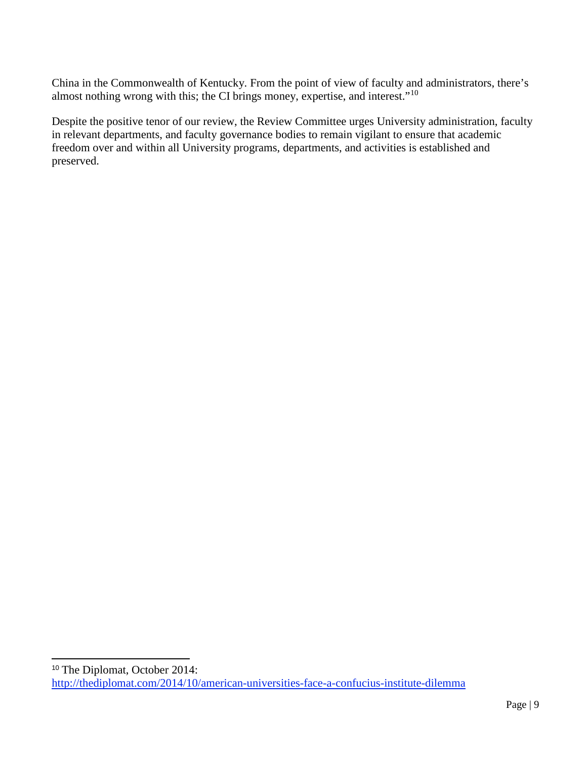China in the Commonwealth of Kentucky. From the point of view of faculty and administrators, there's almost nothing wrong with this; the CI brings money, expertise, and interest."[10]

Despite the positive tenor of our review, the Review Committee urges University administration, faculty in relevant departments, and faculty governance bodies to remain vigilant to ensure that academic freedom over and within all University programs, departments, and activities is established and preserved.

---

[10] The Diplomat, October 2014: http://thediplomat.com/2014/10/american-universities-face-a-confucius-institute-dilemma